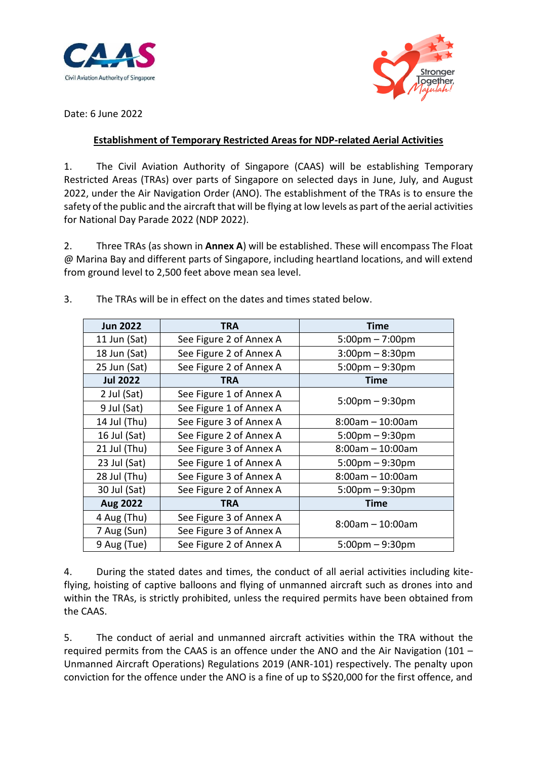Date: 6 June 2022

## Establishment of Temporary Restricted Areas for NDP-related Aerial Activities

1. The Civil Aviation Authority of Singapore (CAAS) will be establishing Temporary Restricted Areas (TRAs) over parts of Singapore on selected days in June, July, and August 2022, under the Air Navigation Order (ANO). The establishment of the TRAs is to ensure the safety of the public and the aircraft that will be flying at low levels as part of the aerial activities for National Day Parade 2022 (NDP 2022).

2. Three TRAs (as shown in **Annex A**) will be established. These will encompass The Float @ Marina Bay and different parts of Singapore, including heartland locations, and will extend from ground level to 2,500 feet above mean sea level.

3. The TRAs will be in effect on the dates and times stated below.

| Jun 2022 | TRA | Time |
|---|---|---|
| 11 Jun (Sat) | See Figure 2 of Annex A | 5:00pm – 7:00pm |
| 18 Jun (Sat) | See Figure 2 of Annex A | 3:00pm – 8:30pm |
| 25 Jun (Sat) | See Figure 2 of Annex A | 5:00pm – 9:30pm |
| **Jul 2022** | **TRA** | **Time** |
| 2 Jul (Sat) | See Figure 1 of Annex A | 5:00pm – 9:30pm |
| 9 Jul (Sat) | See Figure 1 of Annex A | |
| 14 Jul (Thu) | See Figure 3 of Annex A | 8:00am – 10:00am |
| 16 Jul (Sat) | See Figure 2 of Annex A | 5:00pm – 9:30pm |
| 21 Jul (Thu) | See Figure 3 of Annex A | 8:00am – 10:00am |
| 23 Jul (Sat) | See Figure 1 of Annex A | 5:00pm – 9:30pm |
| 28 Jul (Thu) | See Figure 3 of Annex A | 8:00am – 10:00am |
| 30 Jul (Sat) | See Figure 2 of Annex A | 5:00pm – 9:30pm |
| **Aug 2022** | **TRA** | **Time** |
| 4 Aug (Thu) | See Figure 3 of Annex A | 8:00am – 10:00am |
| 7 Aug (Sun) | See Figure 3 of Annex A | |
| 9 Aug (Tue) | See Figure 2 of Annex A | 5:00pm – 9:30pm |

4. During the stated dates and times, the conduct of all aerial activities including kite-flying, hoisting of captive balloons and flying of unmanned aircraft such as drones into and within the TRAs, is strictly prohibited, unless the required permits have been obtained from the CAAS.

5. The conduct of aerial and unmanned aircraft activities within the TRA without the required permits from the CAAS is an offence under the ANO and the Air Navigation (101 – Unmanned Aircraft Operations) Regulations 2019 (ANR-101) respectively. The penalty upon conviction for the offence under the ANO is a fine of up to S$20,000 for the first offence, and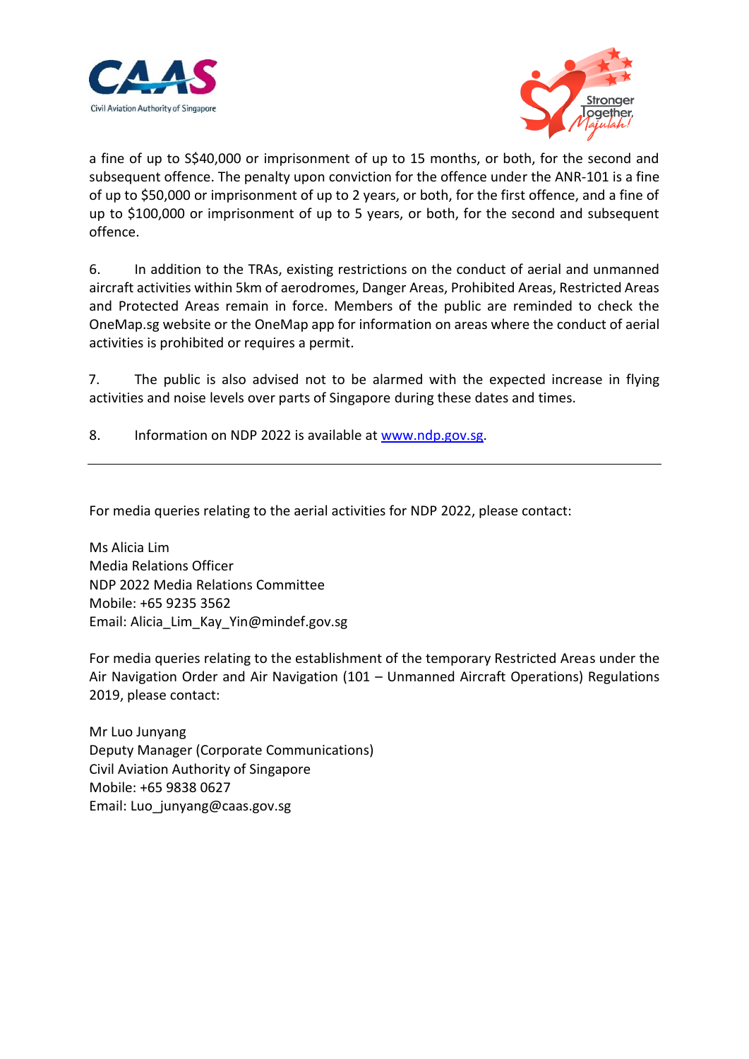a fine of up to S$40,000 or imprisonment of up to 15 months, or both, for the second and subsequent offence. The penalty upon conviction for the offence under the ANR-101 is a fine of up to $50,000 or imprisonment of up to 2 years, or both, for the first offence, and a fine of up to $100,000 or imprisonment of up to 5 years, or both, for the second and subsequent offence.

6. In addition to the TRAs, existing restrictions on the conduct of aerial and unmanned aircraft activities within 5km of aerodromes, Danger Areas, Prohibited Areas, Restricted Areas and Protected Areas remain in force. Members of the public are reminded to check the OneMap.sg website or the OneMap app for information on areas where the conduct of aerial activities is prohibited or requires a permit.

7. The public is also advised not to be alarmed with the expected increase in flying activities and noise levels over parts of Singapore during these dates and times.

8. Information on NDP 2022 is available at [www.ndp.gov.sg](http://www.ndp.gov.sg).

---

For media queries relating to the aerial activities for NDP 2022, please contact:

Ms Alicia Lim
Media Relations Officer
NDP 2022 Media Relations Committee
Mobile: +65 9235 3562
Email: Alicia_Lim_Kay_Yin@mindef.gov.sg

For media queries relating to the establishment of the temporary Restricted Areas under the Air Navigation Order and Air Navigation (101 – Unmanned Aircraft Operations) Regulations 2019, please contact:

Mr Luo Junyang
Deputy Manager (Corporate Communications)
Civil Aviation Authority of Singapore
Mobile: +65 9838 0627
Email: Luo_junyang@caas.gov.sg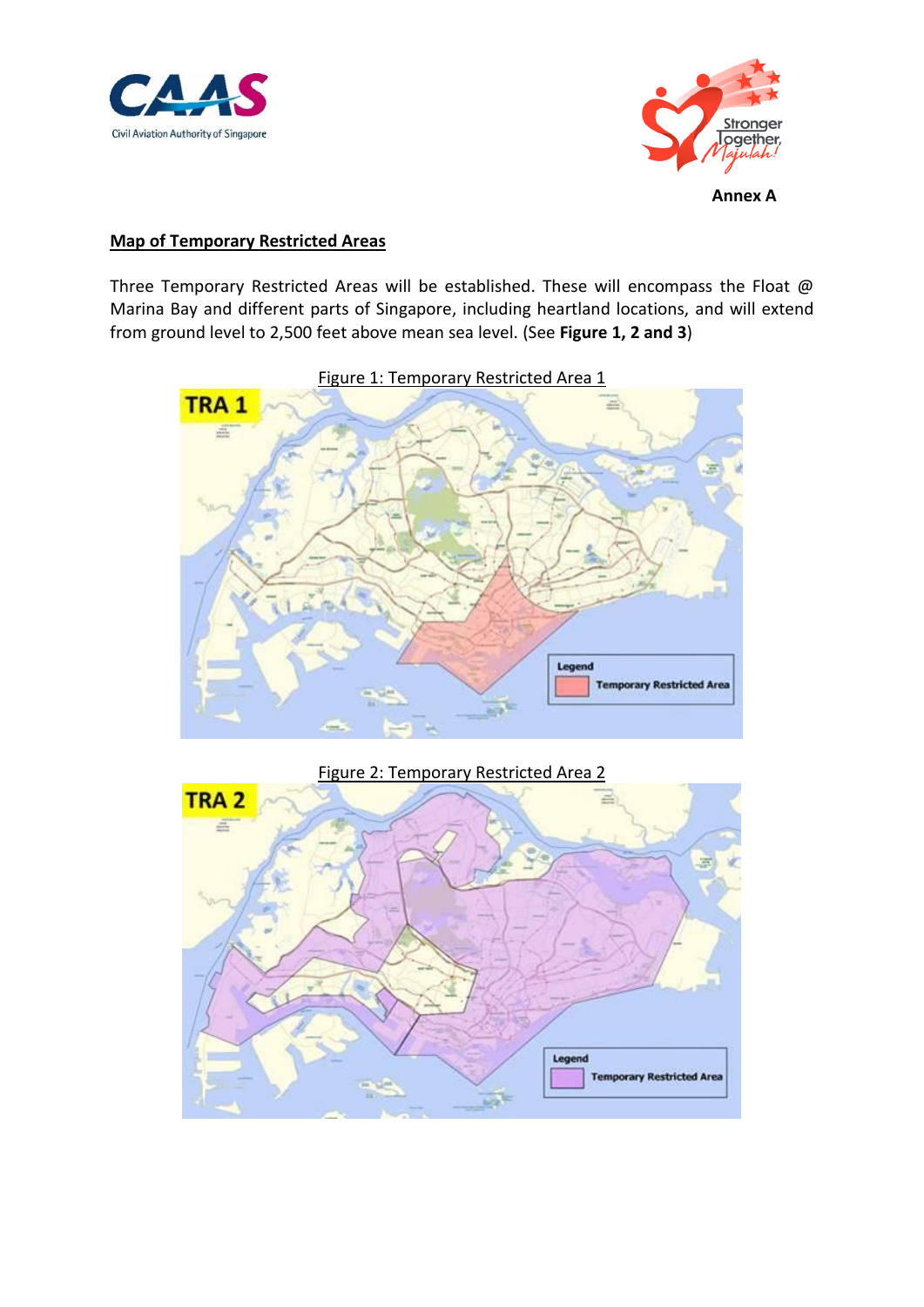**Annex A**

## Map of Temporary Restricted Areas

Three Temporary Restricted Areas will be established. These will encompass the Float @ Marina Bay and different parts of Singapore, including heartland locations, and will extend from ground level to 2,500 feet above mean sea level. (See **Figure 1, 2 and 3**)

Figure 1: Temporary Restricted Area 1

Figure 2: Temporary Restricted Area 2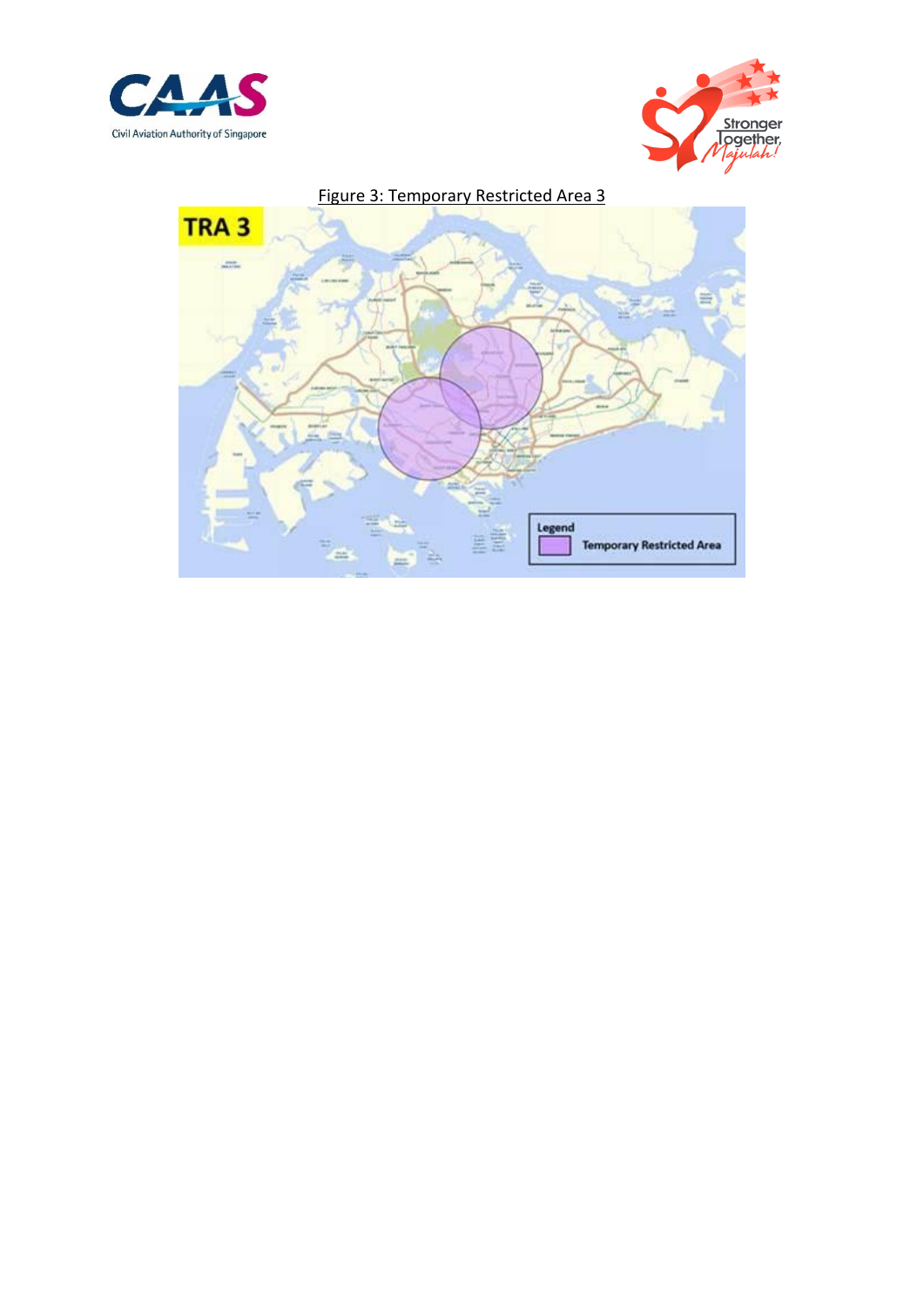Figure 3: Temporary Restricted Area 3

TRA 3

Legend

Temporary Restricted Area